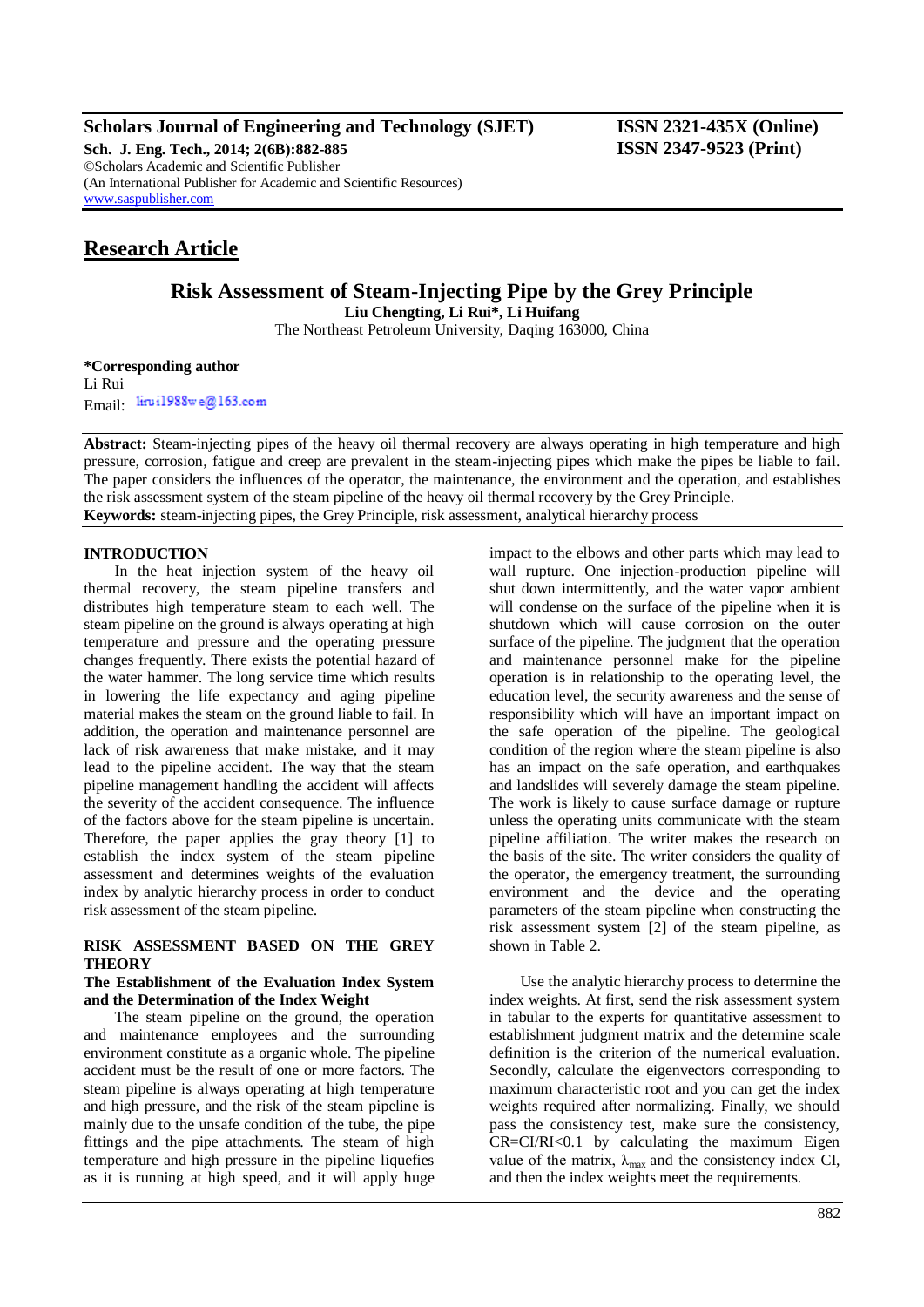**Scholars Journal of Engineering and Technology (SJET)** **ISSN 2321-435X (Online)**
**Sch. J. Eng. Tech., 2014; 2(6B):882-885** **ISSN 2347-9523 (Print)**
©Scholars Academic and Scientific Publisher
(An International Publisher for Academic and Scientific Resources)
www.saspublisher.com

## Research Article

# Risk Assessment of Steam-Injecting Pipe by the Grey Principle

**Liu Chengting, Li Rui\*, Li Huifang**

The Northeast Petroleum University, Daqing 163000, China

**\*Corresponding author**
Li Rui
Email: lirui1988we@163.com

**Abstract:** Steam-injecting pipes of the heavy oil thermal recovery are always operating in high temperature and high pressure, corrosion, fatigue and creep are prevalent in the steam-injecting pipes which make the pipes be liable to fail. The paper considers the influences of the operator, the maintenance, the environment and the operation, and establishes the risk assessment system of the steam pipeline of the heavy oil thermal recovery by the Grey Principle.
**Keywords:** steam-injecting pipes, the Grey Principle, risk assessment, analytical hierarchy process

## INTRODUCTION

In the heat injection system of the heavy oil thermal recovery, the steam pipeline transfers and distributes high temperature steam to each well. The steam pipeline on the ground is always operating at high temperature and pressure and the operating pressure changes frequently. There exists the potential hazard of the water hammer. The long service time which results in lowering the life expectancy and aging pipeline material makes the steam on the ground liable to fail. In addition, the operation and maintenance personnel are lack of risk awareness that make mistake, and it may lead to the pipeline accident. The way that the steam pipeline management handling the accident will affects the severity of the accident consequence. The influence of the factors above for the steam pipeline is uncertain. Therefore, the paper applies the gray theory [1] to establish the index system of the steam pipeline assessment and determines weights of the evaluation index by analytic hierarchy process in order to conduct risk assessment of the steam pipeline.

## RISK ASSESSMENT BASED ON THE GREY THEORY

### The Establishment of the Evaluation Index System and the Determination of the Index Weight

The steam pipeline on the ground, the operation and maintenance employees and the surrounding environment constitute as a organic whole. The pipeline accident must be the result of one or more factors. The steam pipeline is always operating at high temperature and high pressure, and the risk of the steam pipeline is mainly due to the unsafe condition of the tube, the pipe fittings and the pipe attachments. The steam of high temperature and high pressure in the pipeline liquefies as it is running at high speed, and it will apply huge impact to the elbows and other parts which may lead to wall rupture. One injection-production pipeline will shut down intermittently, and the water vapor ambient will condense on the surface of the pipeline when it is shutdown which will cause corrosion on the outer surface of the pipeline. The judgment that the operation and maintenance personnel make for the pipeline operation is in relationship to the operating level, the education level, the security awareness and the sense of responsibility which will have an important impact on the safe operation of the pipeline. The geological condition of the region where the steam pipeline is also has an impact on the safe operation, and earthquakes and landslides will severely damage the steam pipeline. The work is likely to cause surface damage or rupture unless the operating units communicate with the steam pipeline affiliation. The writer makes the research on the basis of the site. The writer considers the quality of the operator, the emergency treatment, the surrounding environment and the device and the operating parameters of the steam pipeline when constructing the risk assessment system [2] of the steam pipeline, as shown in Table 2.

Use the analytic hierarchy process to determine the index weights. At first, send the risk assessment system in tabular to the experts for quantitative assessment to establishment judgment matrix and the determine scale definition is the criterion of the numerical evaluation. Secondly, calculate the eigenvectors corresponding to maximum characteristic root and you can get the index weights required after normalizing. Finally, we should pass the consistency test, make sure the consistency, $CR=CI/RI<0.1$ by calculating the maximum Eigen value of the matrix, $\lambda_{max}$ and the consistency index CI, and then the index weights meet the requirements.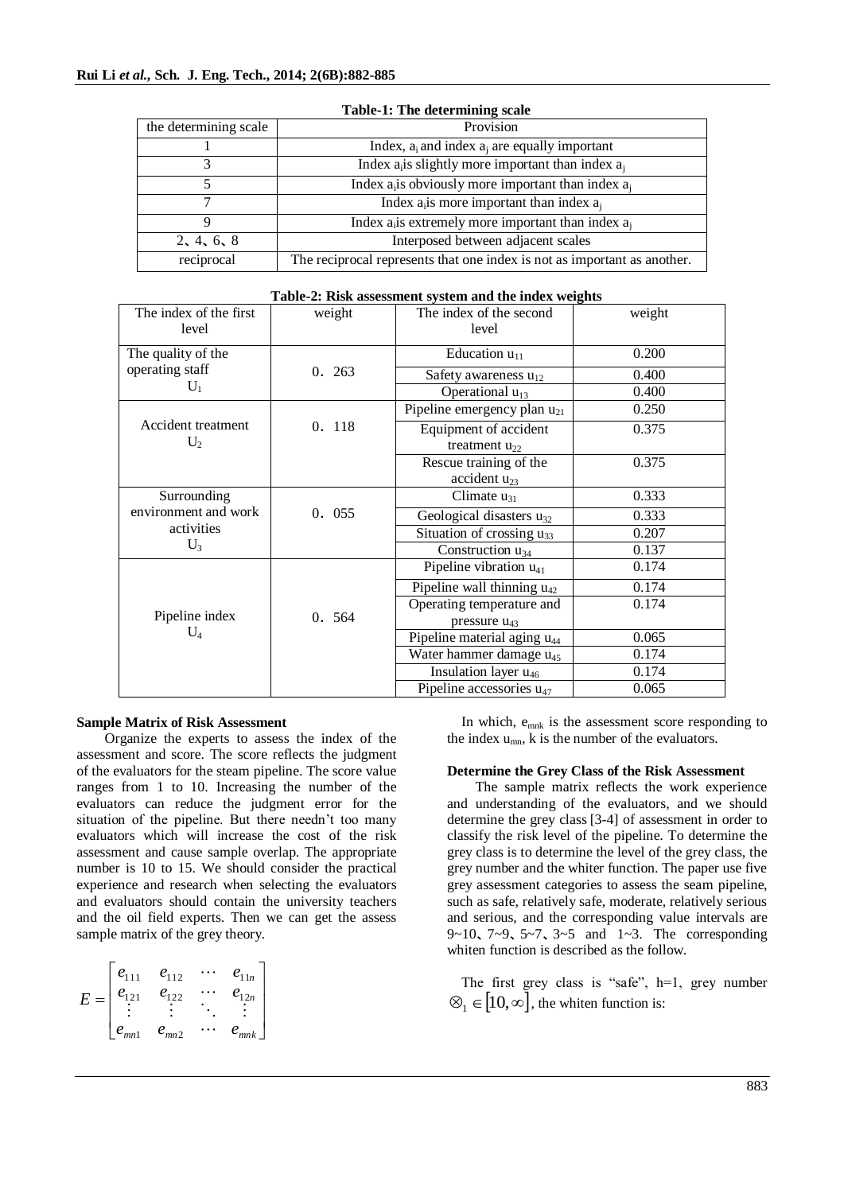**Table-1: The determining scale**

| the determining scale | Provision |
|---|---|
| 1 | Index, $a_i$ and index $a_j$ are equally important |
| 3 | Index $a_i$is slightly more important than index $a_j$ |
| 5 | Index $a_i$is obviously more important than index $a_j$ |
| 7 | Index $a_i$is more important than index $a_j$ |
| 9 | Index $a_i$is extremely more important than index $a_j$ |
| 2、4、6、8 | Interposed between adjacent scales |
| reciprocal | The reciprocal represents that one index is not as important as another. |

**Table-2: Risk assessment system and the index weights**

| The index of the first level | weight | The index of the second level | weight |
|---|---|---|---|
| The quality of the operating staff $U_1$ | 0．263 | Education $u_{11}$ | 0.200 |
| | | Safety awareness $u_{12}$ | 0.400 |
| | | Operational $u_{13}$ | 0.400 |
| Accident treatment $U_2$ | 0．118 | Pipeline emergency plan $u_{21}$ | 0.250 |
| | | Equipment of accident treatment $u_{22}$ | 0.375 |
| | | Rescue training of the accident $u_{23}$ | 0.375 |
| Surrounding environment and work activities $U_3$ | 0．055 | Climate $u_{31}$ | 0.333 |
| | | Geological disasters $u_{32}$ | 0.333 |
| | | Situation of crossing $u_{33}$ | 0.207 |
| | | Construction $u_{34}$ | 0.137 |
| Pipeline index $U_4$ | 0．564 | Pipeline vibration $u_{41}$ | 0.174 |
| | | Pipeline wall thinning $u_{42}$ | 0.174 |
| | | Operating temperature and pressure $u_{43}$ | 0.174 |
| | | Pipeline material aging $u_{44}$ | 0.065 |
| | | Water hammer damage $u_{45}$ | 0.174 |
| | | Insulation layer $u_{46}$ | 0.174 |
| | | Pipeline accessories $u_{47}$ | 0.065 |

**Sample Matrix of Risk Assessment**

Organize the experts to assess the index of the assessment and score. The score reflects the judgment of the evaluators for the steam pipeline. The score value ranges from 1 to 10. Increasing the number of the evaluators can reduce the judgment error for the situation of the pipeline. But there needn't too many evaluators which will increase the cost of the risk assessment and cause sample overlap. The appropriate number is 10 to 15. We should consider the practical experience and research when selecting the evaluators and evaluators should contain the university teachers and the oil field experts. Then we can get the assess sample matrix of the grey theory.

$$E = \begin{bmatrix} e_{111} & e_{112} & \cdots & e_{11n} \\ e_{121} & e_{122} & \cdots & e_{12n} \\ \vdots & \vdots & \ddots & \vdots \\ e_{mn1} & e_{mn2} & \cdots & e_{mnk} \end{bmatrix}$$

In which, $e_{mnk}$ is the assessment score responding to the index $u_{mn}$, k is the number of the evaluators.

**Determine the Grey Class of the Risk Assessment**

The sample matrix reflects the work experience and understanding of the evaluators, and we should determine the grey class [3-4] of assessment in order to classify the risk level of the pipeline. To determine the grey class is to determine the level of the grey class, the grey number and the whiter function. The paper use five grey assessment categories to assess the seam pipeline, such as safe, relatively safe, moderate, relatively serious and serious, and the corresponding value intervals are 9~10、7~9、5~7、3~5 and 1~3. The corresponding whiten function is described as the follow.

The first grey class is "safe", h=1, grey number $\otimes_1 \in [10, \infty]$, the whiten function is: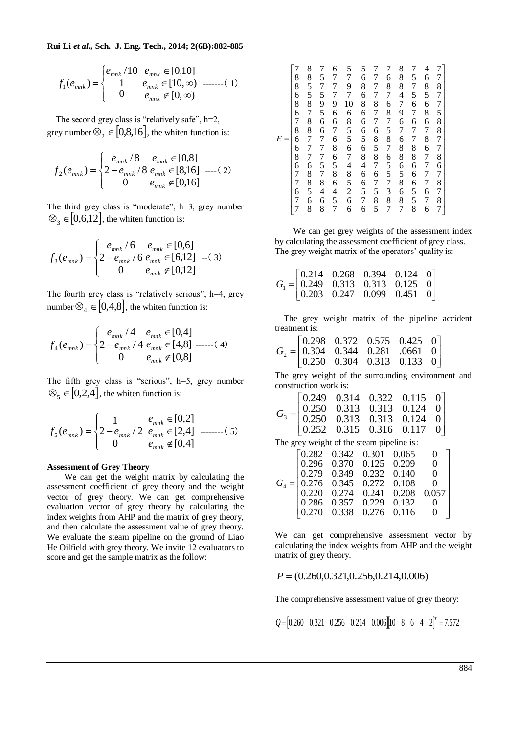$$f_1(e_{mnk}) = \begin{cases} e_{mnk}/10 & e_{mnk} \in [0,10] \\ 1 & e_{mnk} \in [10,\infty) \\ 0 & e_{mnk} \notin [0,\infty) \end{cases} \quad \text{-------(1)}$$

The second grey class is "relatively safe", h=2, grey number $\otimes_2 \in [0,8,16]$, the whiten function is:

$$f_2(e_{mnk}) = \begin{cases} e_{mnk}/8 & e_{mnk} \in [0,8] \\ 2 - e_{mnk}/8 & e_{mnk} \in [8,16] \\ 0 & e_{mnk} \notin [0,16] \end{cases} \quad \text{----(2)}$$

The third grey class is "moderate", h=3, grey number $\otimes_3 \in [0,6,12]$, the whiten function is:

$$f_3(e_{mnk}) = \begin{cases} e_{mnk}/6 & e_{mnk} \in [0,6] \\ 2 - e_{mnk}/6 & e_{mnk} \in [6,12] \\ 0 & e_{mnk} \notin [0,12] \end{cases} \quad \text{--(3)}$$

The fourth grey class is "relatively serious", h=4, grey number $\otimes_4 \in [0,4,8]$, the whiten function is:

$$f_4(e_{mnk}) = \begin{cases} e_{mnk}/4 & e_{mnk} \in [0,4] \\ 2 - e_{mnk}/4 & e_{mnk} \in [4,8] \\ 0 & e_{mnk} \notin [0,8] \end{cases} \quad \text{------(4)}$$

The fifth grey class is "serious", h=5, grey number $\otimes_5 \in [0,2,4]$, the whiten function is:

$$f_5(e_{mnk}) = \begin{cases} 1 & e_{mnk} \in [0,2] \\ 2 - e_{mnk}/2 & e_{mnk} \in [2,4] \\ 0 & e_{mnk} \notin [0,4] \end{cases} \quad \text{--------(5)}$$

**Assessment of Grey Theory**

We can get the weight matrix by calculating the assessment coefficient of grey theory and the weight vector of grey theory. We can get comprehensive evaluation vector of grey theory by calculating the index weights from AHP and the matrix of grey theory, and then calculate the assessment value of grey theory. We evaluate the steam pipeline on the ground of Liao He Oilfield with grey theory. We invite 12 evaluators to score and get the sample matrix as the follow:

$$E = \begin{bmatrix} 7 & 8 & 7 & 6 & 5 & 5 & 7 & 7 & 8 & 7 & 4 & 7 \\ 8 & 8 & 5 & 7 & 7 & 6 & 7 & 6 & 8 & 5 & 6 & 7 \\ 8 & 5 & 7 & 7 & 9 & 8 & 7 & 8 & 8 & 7 & 8 & 8 \\ 6 & 5 & 5 & 7 & 7 & 6 & 7 & 7 & 4 & 5 & 5 & 7 \\ 8 & 8 & 9 & 9 & 10 & 8 & 8 & 6 & 7 & 6 & 6 & 7 \\ 6 & 7 & 5 & 6 & 6 & 6 & 7 & 8 & 9 & 7 & 8 & 5 \\ 7 & 8 & 6 & 6 & 8 & 6 & 7 & 7 & 6 & 6 & 6 & 8 \\ 8 & 8 & 6 & 7 & 5 & 6 & 6 & 5 & 7 & 7 & 7 & 8 \\ 6 & 7 & 7 & 6 & 5 & 5 & 8 & 8 & 6 & 7 & 8 & 7 \\ 6 & 7 & 7 & 8 & 6 & 6 & 5 & 7 & 8 & 8 & 6 & 7 \\ 8 & 7 & 7 & 6 & 7 & 8 & 8 & 6 & 8 & 8 & 7 & 8 \\ 6 & 6 & 5 & 5 & 4 & 4 & 7 & 5 & 6 & 6 & 7 & 6 \\ 7 & 8 & 7 & 8 & 8 & 6 & 6 & 5 & 5 & 6 & 7 & 7 \\ 7 & 8 & 8 & 6 & 5 & 6 & 7 & 7 & 8 & 6 & 7 & 8 \\ 6 & 5 & 4 & 4 & 2 & 5 & 5 & 3 & 6 & 5 & 6 & 7 \\ 7 & 6 & 6 & 5 & 6 & 7 & 8 & 8 & 8 & 5 & 7 & 8 \\ 7 & 8 & 8 & 7 & 6 & 6 & 5 & 7 & 7 & 8 & 6 & 7 \end{bmatrix}$$

We can get grey weights of the assessment index by calculating the assessment coefficient of grey class. The grey weight matrix of the operators' quality is:

$$G_1 = \begin{bmatrix} 0.214 & 0.268 & 0.394 & 0.124 & 0 \\ 0.249 & 0.313 & 0.313 & 0.125 & 0 \\ 0.203 & 0.247 & 0.099 & 0.451 & 0 \end{bmatrix}$$

The grey weight matrix of the pipeline accident treatment is:

$$G_2 = \begin{bmatrix} 0.298 & 0.372 & 0.575 & 0.425 & 0 \\ 0.304 & 0.344 & 0.281 & .0661 & 0 \\ 0.250 & 0.304 & 0.313 & 0.133 & 0 \end{bmatrix}$$

The grey weight of the surrounding environment and construction work is:

$$G_3 = \begin{bmatrix} 0.249 & 0.314 & 0.322 & 0.115 & 0 \\ 0.250 & 0.313 & 0.313 & 0.124 & 0 \\ 0.250 & 0.313 & 0.313 & 0.124 & 0 \\ 0.252 & 0.315 & 0.316 & 0.117 & 0 \end{bmatrix}$$

The grey weight of the steam pipeline is：

$$G_4 = \begin{bmatrix} 0.282 & 0.342 & 0.301 & 0.065 & 0 \\ 0.296 & 0.370 & 0.125 & 0.209 & 0 \\ 0.279 & 0.349 & 0.232 & 0.140 & 0 \\ 0.276 & 0.345 & 0.272 & 0.108 & 0 \\ 0.220 & 0.274 & 0.241 & 0.208 & 0.057 \\ 0.286 & 0.357 & 0.229 & 0.132 & 0 \\ 0.270 & 0.338 & 0.276 & 0.116 & 0 \end{bmatrix}$$

We can get comprehensive assessment vector by calculating the index weights from AHP and the weight matrix of grey theory.

$$P = (0.260, 0.321, 0.256, 0.214, 0.006)$$

The comprehensive assessment value of grey theory:

$$Q = \begin{bmatrix} 0.260 & 0.321 & 0.256 & 0.214 & 0.006 \end{bmatrix} \begin{bmatrix} 10 & 8 & 6 & 4 & 2 \end{bmatrix}^T = 7.572$$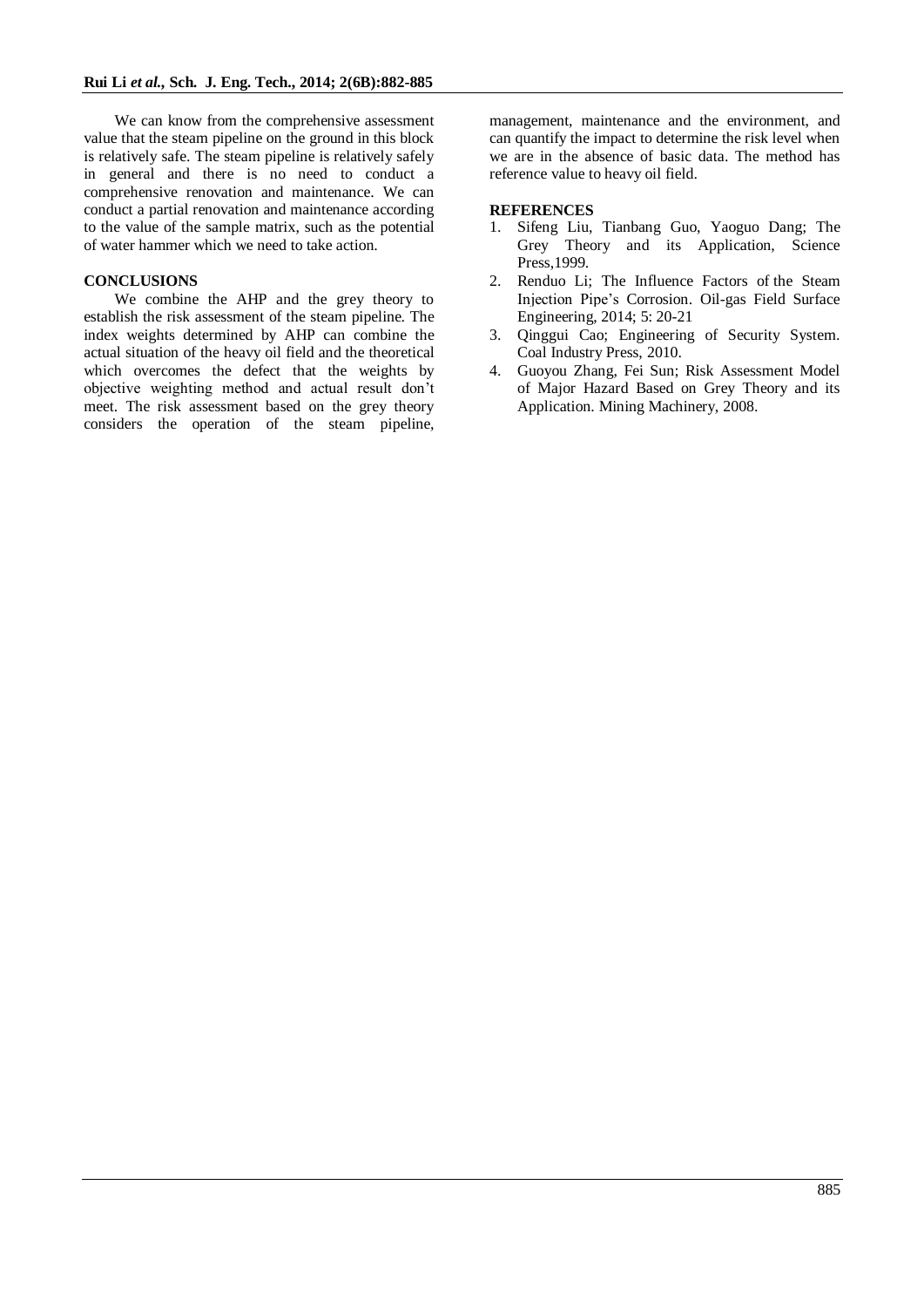We can know from the comprehensive assessment value that the steam pipeline on the ground in this block is relatively safe. The steam pipeline is relatively safely in general and there is no need to conduct a comprehensive renovation and maintenance. We can conduct a partial renovation and maintenance according to the value of the sample matrix, such as the potential of water hammer which we need to take action.

## CONCLUSIONS

We combine the AHP and the grey theory to establish the risk assessment of the steam pipeline. The index weights determined by AHP can combine the actual situation of the heavy oil field and the theoretical which overcomes the defect that the weights by objective weighting method and actual result don't meet. The risk assessment based on the grey theory considers the operation of the steam pipeline, management, maintenance and the environment, and can quantify the impact to determine the risk level when we are in the absence of basic data. The method has reference value to heavy oil field.

## REFERENCES

1. Sifeng Liu, Tianbang Guo, Yaoguo Dang; The Grey Theory and its Application, Science Press,1999.
2. Renduo Li; The Influence Factors of the Steam Injection Pipe's Corrosion. Oil-gas Field Surface Engineering, 2014; 5: 20-21
3. Qinggui Cao; Engineering of Security System. Coal Industry Press, 2010.
4. Guoyou Zhang, Fei Sun; Risk Assessment Model of Major Hazard Based on Grey Theory and its Application. Mining Machinery, 2008.